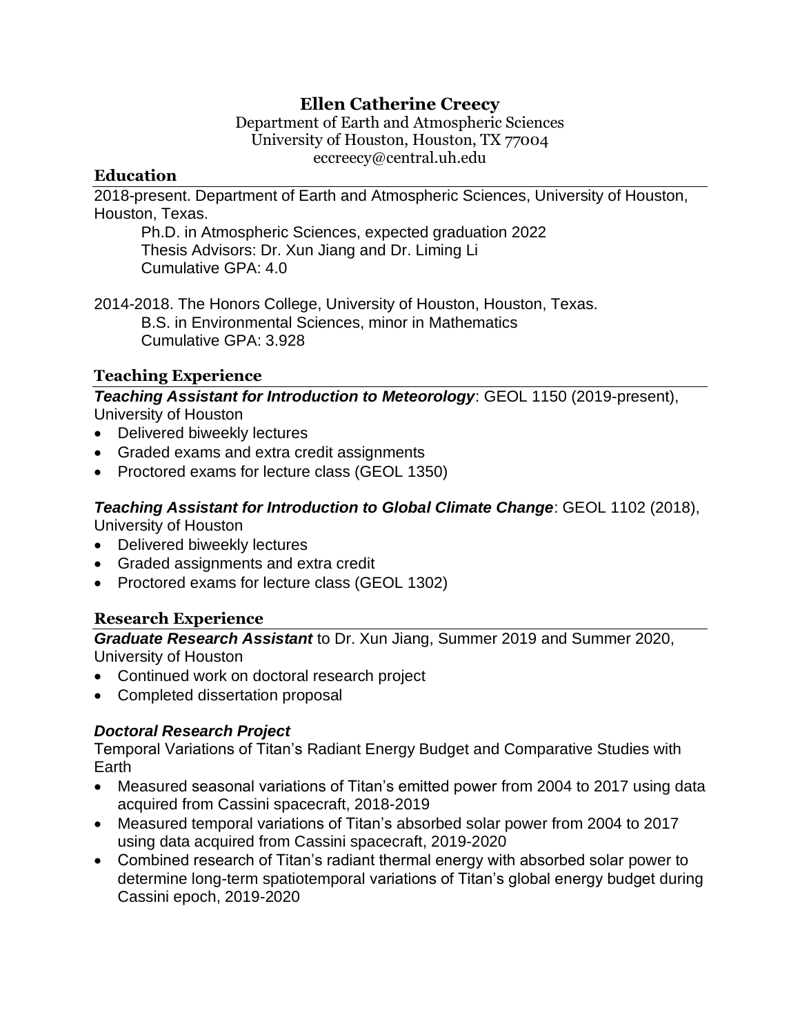# Ellen Catherine Creecy

Department of Earth and Atmospheric Sciences
University of Houston, Houston, TX 77004
eccreecy@central.uh.edu

## Education

2018-present. Department of Earth and Atmospheric Sciences, University of Houston, Houston, Texas.

Ph.D. in Atmospheric Sciences, expected graduation 2022
Thesis Advisors: Dr. Xun Jiang and Dr. Liming Li
Cumulative GPA: 4.0

2014-2018. The Honors College, University of Houston, Houston, Texas.

B.S. in Environmental Sciences, minor in Mathematics
Cumulative GPA: 3.928

## Teaching Experience

***Teaching Assistant for Introduction to Meteorology***: GEOL 1150 (2019-present), University of Houston

- Delivered biweekly lectures
- Graded exams and extra credit assignments
- Proctored exams for lecture class (GEOL 1350)

***Teaching Assistant for Introduction to Global Climate Change***: GEOL 1102 (2018), University of Houston

- Delivered biweekly lectures
- Graded assignments and extra credit
- Proctored exams for lecture class (GEOL 1302)

## Research Experience

***Graduate Research Assistant*** to Dr. Xun Jiang, Summer 2019 and Summer 2020, University of Houston

- Continued work on doctoral research project
- Completed dissertation proposal

***Doctoral Research Project***

Temporal Variations of Titan's Radiant Energy Budget and Comparative Studies with Earth

- Measured seasonal variations of Titan's emitted power from 2004 to 2017 using data acquired from Cassini spacecraft, 2018-2019
- Measured temporal variations of Titan's absorbed solar power from 2004 to 2017 using data acquired from Cassini spacecraft, 2019-2020
- Combined research of Titan's radiant thermal energy with absorbed solar power to determine long-term spatiotemporal variations of Titan's global energy budget during Cassini epoch, 2019-2020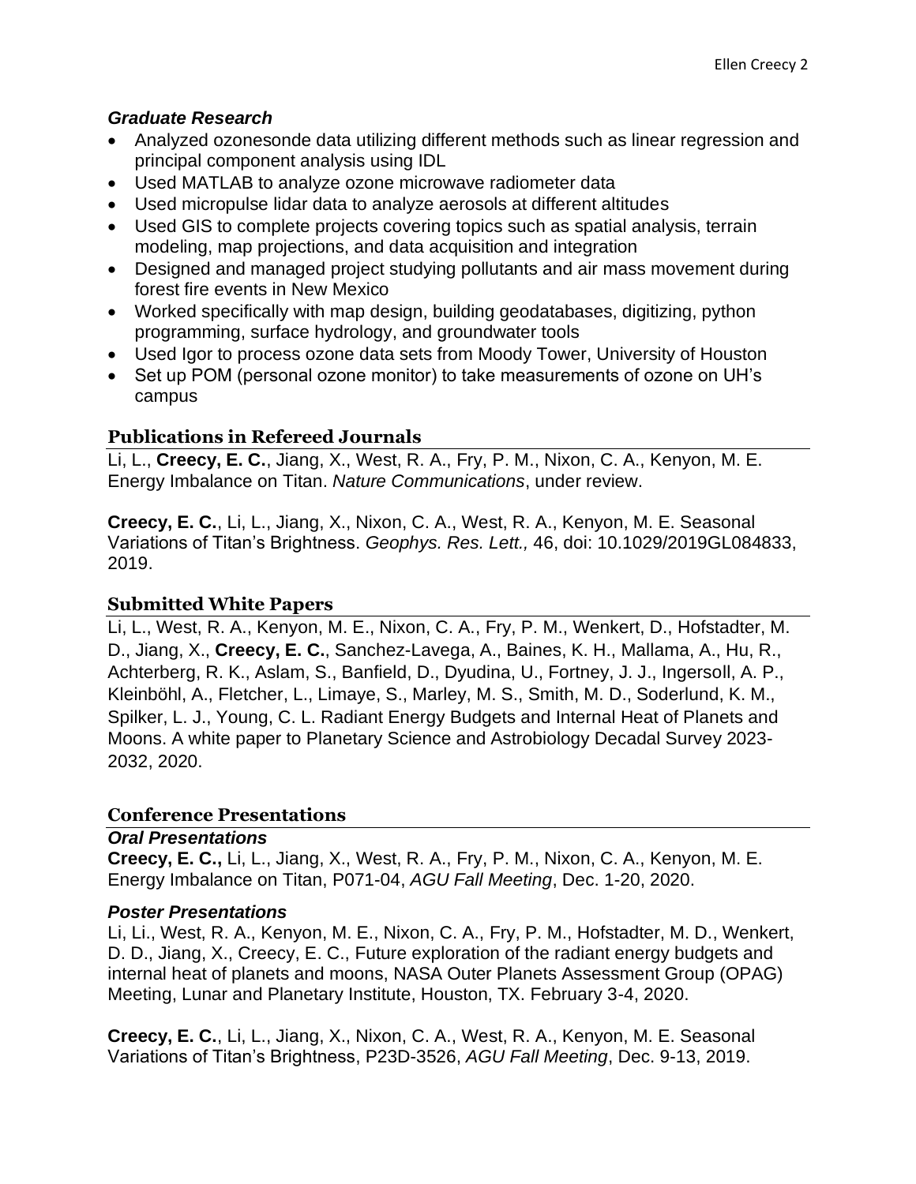### *Graduate Research*

- Analyzed ozonesonde data utilizing different methods such as linear regression and principal component analysis using IDL
- Used MATLAB to analyze ozone microwave radiometer data
- Used micropulse lidar data to analyze aerosols at different altitudes
- Used GIS to complete projects covering topics such as spatial analysis, terrain modeling, map projections, and data acquisition and integration
- Designed and managed project studying pollutants and air mass movement during forest fire events in New Mexico
- Worked specifically with map design, building geodatabases, digitizing, python programming, surface hydrology, and groundwater tools
- Used Igor to process ozone data sets from Moody Tower, University of Houston
- Set up POM (personal ozone monitor) to take measurements of ozone on UH's campus

## Publications in Refereed Journals

Li, L., **Creecy, E. C.**, Jiang, X., West, R. A., Fry, P. M., Nixon, C. A., Kenyon, M. E. Energy Imbalance on Titan. *Nature Communications*, under review.

**Creecy, E. C.**, Li, L., Jiang, X., Nixon, C. A., West, R. A., Kenyon, M. E. Seasonal Variations of Titan's Brightness. *Geophys. Res. Lett.,* 46, doi: 10.1029/2019GL084833, 2019.

## Submitted White Papers

Li, L., West, R. A., Kenyon, M. E., Nixon, C. A., Fry, P. M., Wenkert, D., Hofstadter, M. D., Jiang, X., **Creecy, E. C.**, Sanchez-Lavega, A., Baines, K. H., Mallama, A., Hu, R., Achterberg, R. K., Aslam, S., Banfield, D., Dyudina, U., Fortney, J. J., Ingersoll, A. P., Kleinböhl, A., Fletcher, L., Limaye, S., Marley, M. S., Smith, M. D., Soderlund, K. M., Spilker, L. J., Young, C. L. Radiant Energy Budgets and Internal Heat of Planets and Moons. A white paper to Planetary Science and Astrobiology Decadal Survey 2023-2032, 2020.

## Conference Presentations

### *Oral Presentations*

**Creecy, E. C.,** Li, L., Jiang, X., West, R. A., Fry, P. M., Nixon, C. A., Kenyon, M. E. Energy Imbalance on Titan, P071-04, *AGU Fall Meeting*, Dec. 1-20, 2020.

### *Poster Presentations*

Li, Li., West, R. A., Kenyon, M. E., Nixon, C. A., Fry, P. M., Hofstadter, M. D., Wenkert, D. D., Jiang, X., Creecy, E. C., Future exploration of the radiant energy budgets and internal heat of planets and moons, NASA Outer Planets Assessment Group (OPAG) Meeting, Lunar and Planetary Institute, Houston, TX. February 3-4, 2020.

**Creecy, E. C.**, Li, L., Jiang, X., Nixon, C. A., West, R. A., Kenyon, M. E. Seasonal Variations of Titan's Brightness, P23D-3526, *AGU Fall Meeting*, Dec. 9-13, 2019.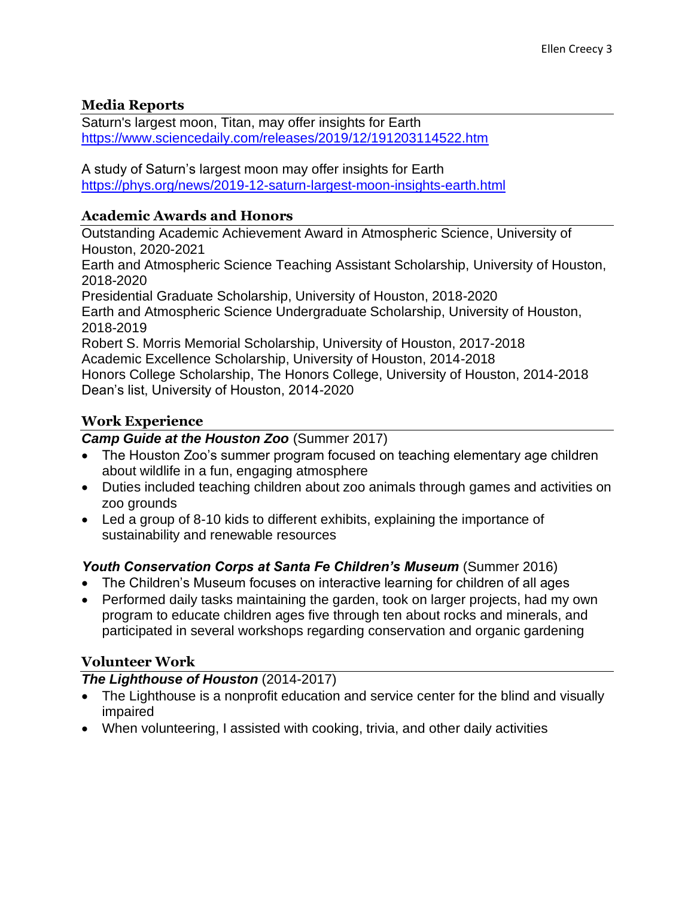## Media Reports

Saturn's largest moon, Titan, may offer insights for Earth
https://www.sciencedaily.com/releases/2019/12/191203114522.htm

A study of Saturn's largest moon may offer insights for Earth
https://phys.org/news/2019-12-saturn-largest-moon-insights-earth.html

## Academic Awards and Honors

Outstanding Academic Achievement Award in Atmospheric Science, University of Houston, 2020-2021
Earth and Atmospheric Science Teaching Assistant Scholarship, University of Houston, 2018-2020
Presidential Graduate Scholarship, University of Houston, 2018-2020
Earth and Atmospheric Science Undergraduate Scholarship, University of Houston, 2018-2019
Robert S. Morris Memorial Scholarship, University of Houston, 2017-2018
Academic Excellence Scholarship, University of Houston, 2014-2018
Honors College Scholarship, The Honors College, University of Houston, 2014-2018
Dean's list, University of Houston, 2014-2020

## Work Experience

***Camp Guide at the Houston Zoo*** (Summer 2017)

- The Houston Zoo's summer program focused on teaching elementary age children about wildlife in a fun, engaging atmosphere
- Duties included teaching children about zoo animals through games and activities on zoo grounds
- Led a group of 8-10 kids to different exhibits, explaining the importance of sustainability and renewable resources

***Youth Conservation Corps at Santa Fe Children's Museum*** (Summer 2016)

- The Children's Museum focuses on interactive learning for children of all ages
- Performed daily tasks maintaining the garden, took on larger projects, had my own program to educate children ages five through ten about rocks and minerals, and participated in several workshops regarding conservation and organic gardening

## Volunteer Work

***The Lighthouse of Houston*** (2014-2017)

- The Lighthouse is a nonprofit education and service center for the blind and visually impaired
- When volunteering, I assisted with cooking, trivia, and other daily activities